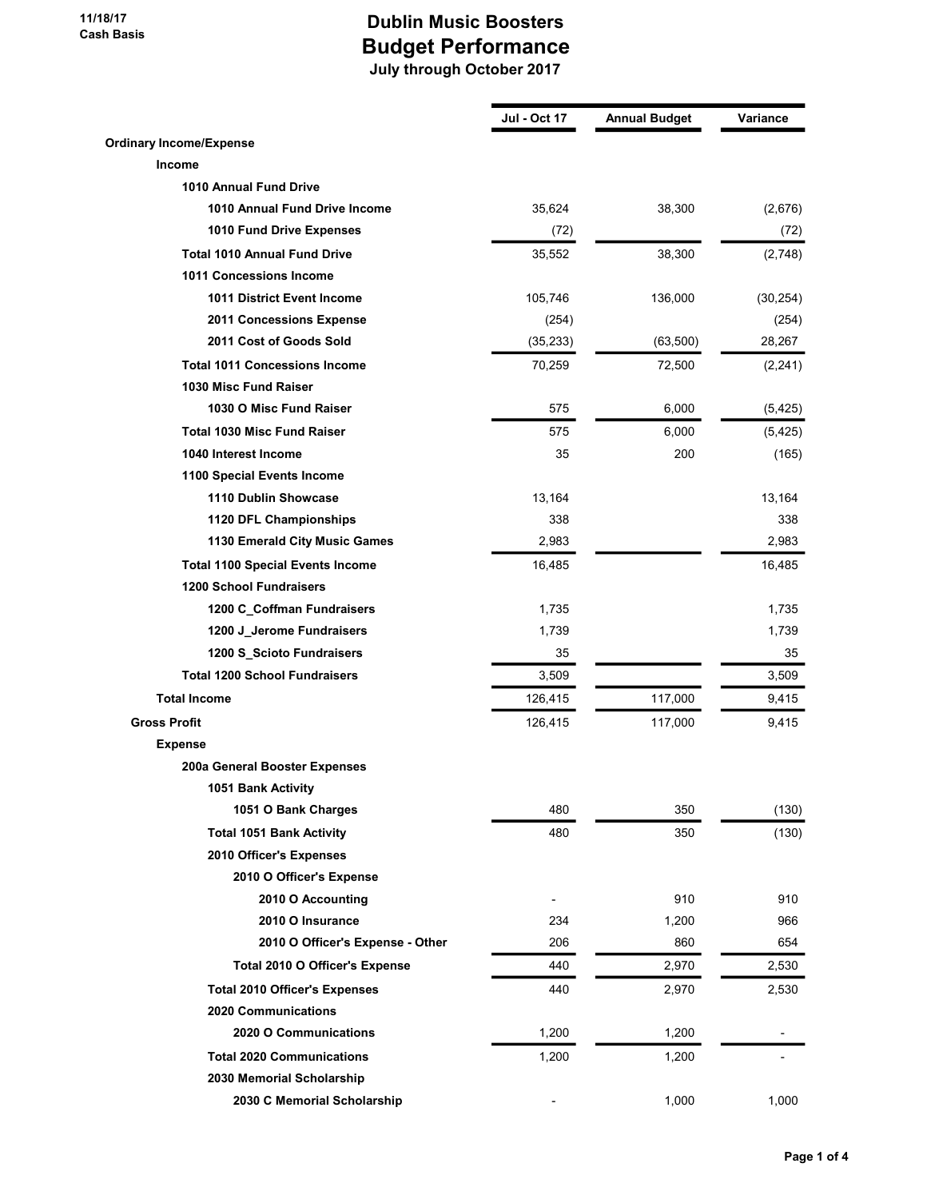11/18/17
Cash Basis

# Dublin Music Boosters
## Budget Performance
### July through October 2017

| | Jul - Oct 17 | Annual Budget | Variance |
|---|---|---|---|
| **Ordinary Income/Expense** | | | |
| **Income** | | | |
| **1010 Annual Fund Drive** | | | |
| 1010 Annual Fund Drive Income | 35,624 | 38,300 | (2,676) |
| 1010 Fund Drive Expenses | (72) | | (72) |
| **Total 1010 Annual Fund Drive** | 35,552 | 38,300 | (2,748) |
| **1011 Concessions Income** | | | |
| 1011 District Event Income | 105,746 | 136,000 | (30,254) |
| 2011 Concessions Expense | (254) | | (254) |
| 2011 Cost of Goods Sold | (35,233) | (63,500) | 28,267 |
| **Total 1011 Concessions Income** | 70,259 | 72,500 | (2,241) |
| **1030 Misc Fund Raiser** | | | |
| 1030 O Misc Fund Raiser | 575 | 6,000 | (5,425) |
| **Total 1030 Misc Fund Raiser** | 575 | 6,000 | (5,425) |
| **1040 Interest Income** | 35 | 200 | (165) |
| **1100 Special Events Income** | | | |
| 1110 Dublin Showcase | 13,164 | | 13,164 |
| 1120 DFL Championships | 338 | | 338 |
| 1130 Emerald City Music Games | 2,983 | | 2,983 |
| **Total 1100 Special Events Income** | 16,485 | | 16,485 |
| **1200 School Fundraisers** | | | |
| 1200 C_Coffman Fundraisers | 1,735 | | 1,735 |
| 1200 J_Jerome Fundraisers | 1,739 | | 1,739 |
| 1200 S_Scioto Fundraisers | 35 | | 35 |
| **Total 1200 School Fundraisers** | 3,509 | | 3,509 |
| **Total Income** | 126,415 | 117,000 | 9,415 |
| **Gross Profit** | 126,415 | 117,000 | 9,415 |
| **Expense** | | | |
| **200a General Booster Expenses** | | | |
| **1051 Bank Activity** | | | |
| 1051 O Bank Charges | 480 | 350 | (130) |
| **Total 1051 Bank Activity** | 480 | 350 | (130) |
| **2010 Officer's Expenses** | | | |
| **2010 O Officer's Expense** | | | |
| 2010 O Accounting | - | 910 | 910 |
| 2010 O Insurance | 234 | 1,200 | 966 |
| 2010 O Officer's Expense - Other | 206 | 860 | 654 |
| **Total 2010 O Officer's Expense** | 440 | 2,970 | 2,530 |
| **Total 2010 Officer's Expenses** | 440 | 2,970 | 2,530 |
| **2020 Communications** | | | |
| 2020 O Communications | 1,200 | 1,200 | - |
| **Total 2020 Communications** | 1,200 | 1,200 | - |
| **2030 Memorial Scholarship** | | | |
| 2030 C Memorial Scholarship | - | 1,000 | 1,000 |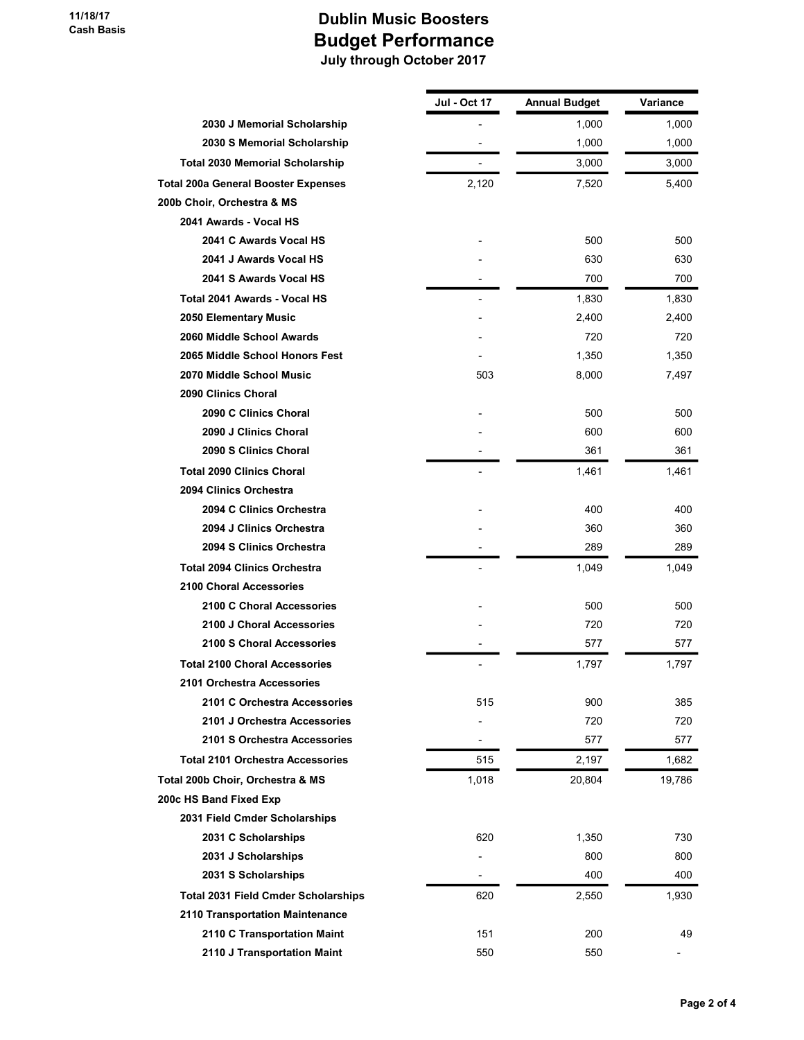11/18/17
Cash Basis

# Dublin Music Boosters
## Budget Performance
### July through October 2017

| | Jul - Oct 17 | Annual Budget | Variance |
|---|---|---|---|
| 2030 J Memorial Scholarship | - | 1,000 | 1,000 |
| 2030 S Memorial Scholarship | - | 1,000 | 1,000 |
| **Total 2030 Memorial Scholarship** | - | 3,000 | 3,000 |
| **Total 200a General Booster Expenses** | 2,120 | 7,520 | 5,400 |
| **200b Choir, Orchestra & MS** | | | |
| 2041 Awards - Vocal HS | | | |
| 2041 C Awards Vocal HS | - | 500 | 500 |
| 2041 J Awards Vocal HS | - | 630 | 630 |
| 2041 S Awards Vocal HS | - | 700 | 700 |
| **Total 2041 Awards - Vocal HS** | - | 1,830 | 1,830 |
| 2050 Elementary Music | - | 2,400 | 2,400 |
| 2060 Middle School Awards | - | 720 | 720 |
| 2065 Middle School Honors Fest | - | 1,350 | 1,350 |
| 2070 Middle School Music | 503 | 8,000 | 7,497 |
| 2090 Clinics Choral | | | |
| 2090 C Clinics Choral | - | 500 | 500 |
| 2090 J Clinics Choral | - | 600 | 600 |
| 2090 S Clinics Choral | - | 361 | 361 |
| **Total 2090 Clinics Choral** | - | 1,461 | 1,461 |
| 2094 Clinics Orchestra | | | |
| 2094 C Clinics Orchestra | - | 400 | 400 |
| 2094 J Clinics Orchestra | - | 360 | 360 |
| 2094 S Clinics Orchestra | - | 289 | 289 |
| **Total 2094 Clinics Orchestra** | - | 1,049 | 1,049 |
| 2100 Choral Accessories | | | |
| 2100 C Choral Accessories | - | 500 | 500 |
| 2100 J Choral Accessories | - | 720 | 720 |
| 2100 S Choral Accessories | - | 577 | 577 |
| **Total 2100 Choral Accessories** | - | 1,797 | 1,797 |
| 2101 Orchestra Accessories | | | |
| 2101 C Orchestra Accessories | 515 | 900 | 385 |
| 2101 J Orchestra Accessories | - | 720 | 720 |
| 2101 S Orchestra Accessories | - | 577 | 577 |
| **Total 2101 Orchestra Accessories** | 515 | 2,197 | 1,682 |
| **Total 200b Choir, Orchestra & MS** | 1,018 | 20,804 | 19,786 |
| **200c HS Band Fixed Exp** | | | |
| 2031 Field Cmder Scholarships | | | |
| 2031 C Scholarships | 620 | 1,350 | 730 |
| 2031 J Scholarships | - | 800 | 800 |
| 2031 S Scholarships | - | 400 | 400 |
| **Total 2031 Field Cmder Scholarships** | 620 | 2,550 | 1,930 |
| 2110 Transportation Maintenance | | | |
| 2110 C Transportation Maint | 151 | 200 | 49 |
| 2110 J Transportation Maint | 550 | 550 | - |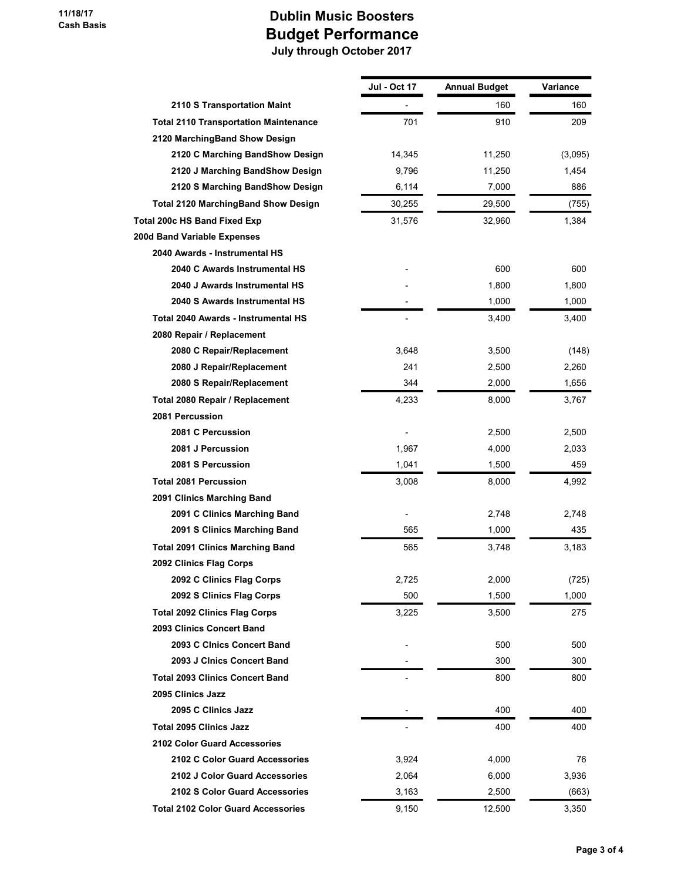11/18/17
Cash Basis

# Dublin Music Boosters
## Budget Performance
### July through October 2017

| | Jul - Oct 17 | Annual Budget | Variance |
|---|---|---|---|
| 2110 S Transportation Maint | - | 160 | 160 |
| Total 2110 Transportation Maintenance | 701 | 910 | 209 |
| 2120 MarchingBand Show Design | | | |
| 2120 C Marching BandShow Design | 14,345 | 11,250 | (3,095) |
| 2120 J Marching BandShow Design | 9,796 | 11,250 | 1,454 |
| 2120 S Marching BandShow Design | 6,114 | 7,000 | 886 |
| Total 2120 MarchingBand Show Design | 30,255 | 29,500 | (755) |
| Total 200c HS Band Fixed Exp | 31,576 | 32,960 | 1,384 |
| 200d Band Variable Expenses | | | |
| 2040 Awards - Instrumental HS | | | |
| 2040 C Awards Instrumental HS | - | 600 | 600 |
| 2040 J Awards Instrumental HS | - | 1,800 | 1,800 |
| 2040 S Awards Instrumental HS | - | 1,000 | 1,000 |
| Total 2040 Awards - Instrumental HS | - | 3,400 | 3,400 |
| 2080 Repair / Replacement | | | |
| 2080 C Repair/Replacement | 3,648 | 3,500 | (148) |
| 2080 J Repair/Replacement | 241 | 2,500 | 2,260 |
| 2080 S Repair/Replacement | 344 | 2,000 | 1,656 |
| Total 2080 Repair / Replacement | 4,233 | 8,000 | 3,767 |
| 2081 Percussion | | | |
| 2081 C Percussion | - | 2,500 | 2,500 |
| 2081 J Percussion | 1,967 | 4,000 | 2,033 |
| 2081 S Percussion | 1,041 | 1,500 | 459 |
| Total 2081 Percussion | 3,008 | 8,000 | 4,992 |
| 2091 Clinics Marching Band | | | |
| 2091 C Clinics Marching Band | - | 2,748 | 2,748 |
| 2091 S Clinics Marching Band | 565 | 1,000 | 435 |
| Total 2091 Clinics Marching Band | 565 | 3,748 | 3,183 |
| 2092 Clinics Flag Corps | | | |
| 2092 C Clinics Flag Corps | 2,725 | 2,000 | (725) |
| 2092 S Clinics Flag Corps | 500 | 1,500 | 1,000 |
| Total 2092 Clinics Flag Corps | 3,225 | 3,500 | 275 |
| 2093 Clinics Concert Band | | | |
| 2093 C Clnics Concert Band | - | 500 | 500 |
| 2093 J Clnics Concert Band | - | 300 | 300 |
| Total 2093 Clinics Concert Band | - | 800 | 800 |
| 2095 Clinics Jazz | | | |
| 2095 C Clinics Jazz | - | 400 | 400 |
| Total 2095 Clinics Jazz | - | 400 | 400 |
| 2102 Color Guard Accessories | | | |
| 2102 C Color Guard Accessories | 3,924 | 4,000 | 76 |
| 2102 J Color Guard Accessories | 2,064 | 6,000 | 3,936 |
| 2102 S Color Guard Accessories | 3,163 | 2,500 | (663) |
| Total 2102 Color Guard Accessories | 9,150 | 12,500 | 3,350 |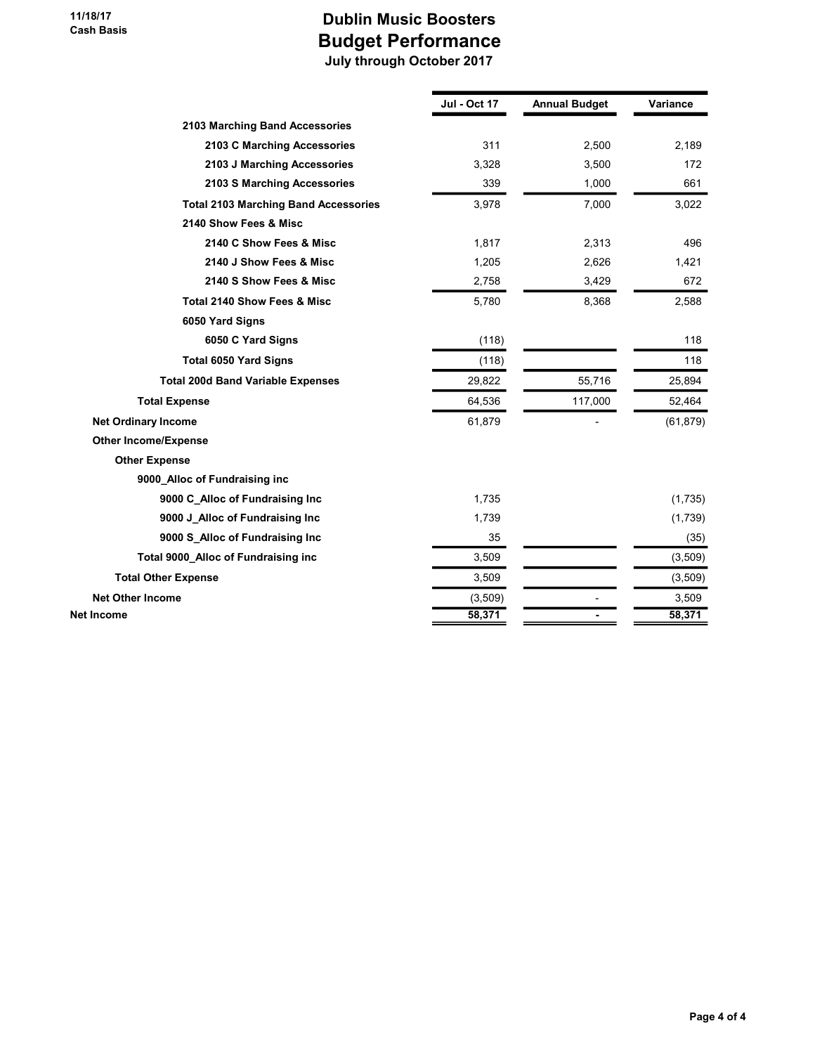11/18/17
Cash Basis

# Dublin Music Boosters
## Budget Performance
### July through October 2017

| | Jul - Oct 17 | Annual Budget | Variance |
|---|---|---|---|
| **2103 Marching Band Accessories** | | | |
| **2103 C Marching Accessories** | 311 | 2,500 | 2,189 |
| **2103 J Marching Accessories** | 3,328 | 3,500 | 172 |
| **2103 S Marching Accessories** | 339 | 1,000 | 661 |
| **Total 2103 Marching Band Accessories** | 3,978 | 7,000 | 3,022 |
| **2140 Show Fees & Misc** | | | |
| **2140 C Show Fees & Misc** | 1,817 | 2,313 | 496 |
| **2140 J Show Fees & Misc** | 1,205 | 2,626 | 1,421 |
| **2140 S Show Fees & Misc** | 2,758 | 3,429 | 672 |
| **Total 2140 Show Fees & Misc** | 5,780 | 8,368 | 2,588 |
| **6050 Yard Signs** | | | |
| **6050 C Yard Signs** | (118) | | 118 |
| **Total 6050 Yard Signs** | (118) | | 118 |
| **Total 200d Band Variable Expenses** | 29,822 | 55,716 | 25,894 |
| **Total Expense** | 64,536 | 117,000 | 52,464 |
| **Net Ordinary Income** | 61,879 | - | (61,879) |
| **Other Income/Expense** | | | |
| **Other Expense** | | | |
| **9000_Alloc of Fundraising inc** | | | |
| **9000 C_Alloc of Fundraising Inc** | 1,735 | | (1,735) |
| **9000 J_Alloc of Fundraising Inc** | 1,739 | | (1,739) |
| **9000 S_Alloc of Fundraising Inc** | 35 | | (35) |
| **Total 9000_Alloc of Fundraising inc** | 3,509 | | (3,509) |
| **Total Other Expense** | 3,509 | | (3,509) |
| **Net Other Income** | (3,509) | - | 3,509 |
| **Net Income** | **58,371** | **-** | **58,371** |